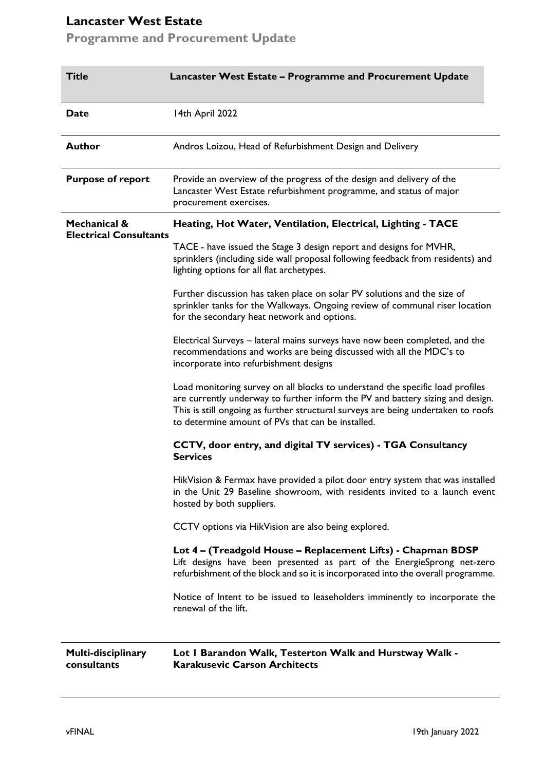# Lancaster West Estate

## Programme and Procurement Update

| **Title** | **Lancaster West Estate – Programme and Procurement Update** |
|---|---|
| **Date** | 14th April 2022 |
| **Author** | Andros Loizou, Head of Refurbishment Design and Delivery |
| **Purpose of report** | Provide an overview of the progress of the design and delivery of the Lancaster West Estate refurbishment programme, and status of major procurement exercises. |

**Mechanical & Electrical Consultants**

**Heating, Hot Water, Ventilation, Electrical, Lighting - TACE**

TACE - have issued the Stage 3 design report and designs for MVHR, sprinklers (including side wall proposal following feedback from residents) and lighting options for all flat archetypes.

Further discussion has taken place on solar PV solutions and the size of sprinkler tanks for the Walkways. Ongoing review of communal riser location for the secondary heat network and options.

Electrical Surveys – lateral mains surveys have now been completed, and the recommendations and works are being discussed with all the MDC's to incorporate into refurbishment designs

Load monitoring survey on all blocks to understand the specific load profiles are currently underway to further inform the PV and battery sizing and design. This is still ongoing as further structural surveys are being undertaken to roofs to determine amount of PVs that can be installed.

**CCTV, door entry, and digital TV services) - TGA Consultancy Services**

HikVision & Fermax have provided a pilot door entry system that was installed in the Unit 29 Baseline showroom, with residents invited to a launch event hosted by both suppliers.

CCTV options via HikVision are also being explored.

**Lot 4 – (Treadgold House – Replacement Lifts) - Chapman BDSP**

Lift designs have been presented as part of the EnergieSprong net-zero refurbishment of the block and so it is incorporated into the overall programme.

Notice of Intent to be issued to leaseholders imminently to incorporate the renewal of the lift.

**Multi-disciplinary consultants**

**Lot 1 Barandon Walk, Testerton Walk and Hurstway Walk - Karakusevic Carson Architects**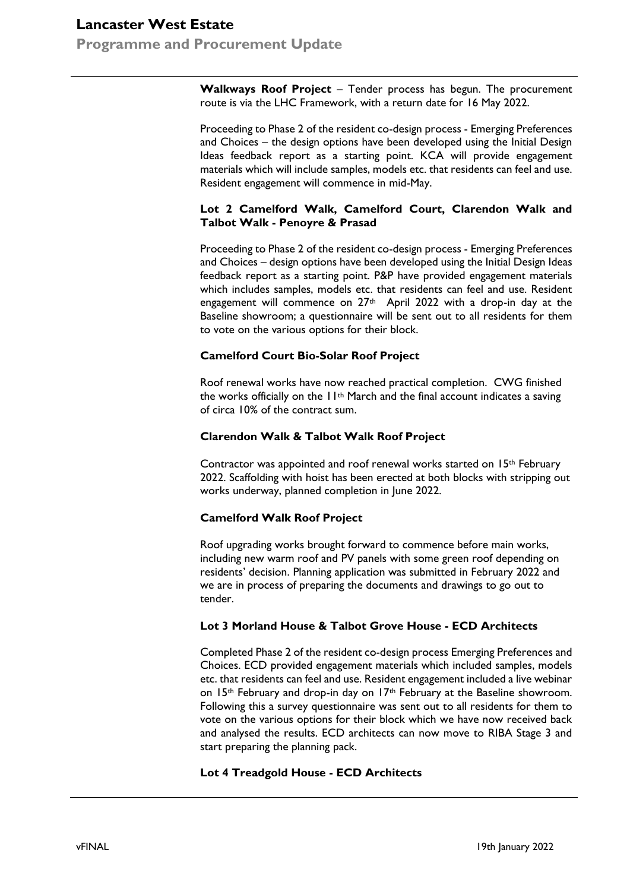**Walkways Roof Project** – Tender process has begun. The procurement route is via the LHC Framework, with a return date for 16 May 2022.

Proceeding to Phase 2 of the resident co-design process - Emerging Preferences and Choices – the design options have been developed using the Initial Design Ideas feedback report as a starting point. KCA will provide engagement materials which will include samples, models etc. that residents can feel and use. Resident engagement will commence in mid-May.

### Lot 2 Camelford Walk, Camelford Court, Clarendon Walk and Talbot Walk - Penoyre & Prasad

Proceeding to Phase 2 of the resident co-design process - Emerging Preferences and Choices – design options have been developed using the Initial Design Ideas feedback report as a starting point. P&P have provided engagement materials which includes samples, models etc. that residents can feel and use. Resident engagement will commence on 27th April 2022 with a drop-in day at the Baseline showroom; a questionnaire will be sent out to all residents for them to vote on the various options for their block.

### Camelford Court Bio-Solar Roof Project

Roof renewal works have now reached practical completion. CWG finished the works officially on the 11th March and the final account indicates a saving of circa 10% of the contract sum.

### Clarendon Walk & Talbot Walk Roof Project

Contractor was appointed and roof renewal works started on 15th February 2022. Scaffolding with hoist has been erected at both blocks with stripping out works underway, planned completion in June 2022.

### Camelford Walk Roof Project

Roof upgrading works brought forward to commence before main works, including new warm roof and PV panels with some green roof depending on residents' decision. Planning application was submitted in February 2022 and we are in process of preparing the documents and drawings to go out to tender.

### Lot 3 Morland House & Talbot Grove House - ECD Architects

Completed Phase 2 of the resident co-design process Emerging Preferences and Choices. ECD provided engagement materials which included samples, models etc. that residents can feel and use. Resident engagement included a live webinar on 15th February and drop-in day on 17th February at the Baseline showroom. Following this a survey questionnaire was sent out to all residents for them to vote on the various options for their block which we have now received back and analysed the results. ECD architects can now move to RIBA Stage 3 and start preparing the planning pack.

### Lot 4 Treadgold House - ECD Architects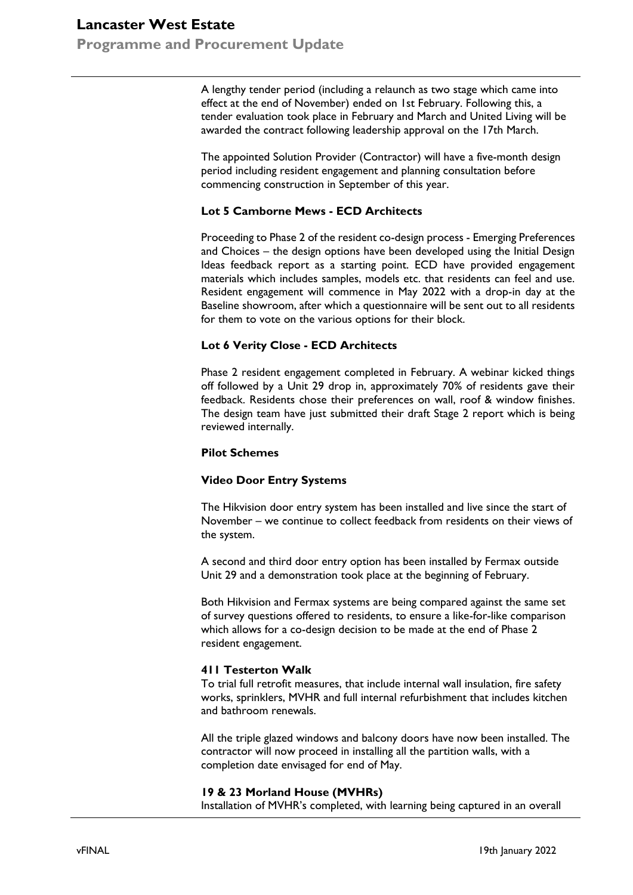A lengthy tender period (including a relaunch as two stage which came into effect at the end of November) ended on 1st February. Following this, a tender evaluation took place in February and March and United Living will be awarded the contract following leadership approval on the 17th March.

The appointed Solution Provider (Contractor) will have a five-month design period including resident engagement and planning consultation before commencing construction in September of this year.

**Lot 5 Camborne Mews - ECD Architects**

Proceeding to Phase 2 of the resident co-design process - Emerging Preferences and Choices – the design options have been developed using the Initial Design Ideas feedback report as a starting point. ECD have provided engagement materials which includes samples, models etc. that residents can feel and use. Resident engagement will commence in May 2022 with a drop-in day at the Baseline showroom, after which a questionnaire will be sent out to all residents for them to vote on the various options for their block.

**Lot 6 Verity Close - ECD Architects**

Phase 2 resident engagement completed in February. A webinar kicked things off followed by a Unit 29 drop in, approximately 70% of residents gave their feedback. Residents chose their preferences on wall, roof & window finishes. The design team have just submitted their draft Stage 2 report which is being reviewed internally.

**Pilot Schemes**

**Video Door Entry Systems**

The Hikvision door entry system has been installed and live since the start of November – we continue to collect feedback from residents on their views of the system.

A second and third door entry option has been installed by Fermax outside Unit 29 and a demonstration took place at the beginning of February.

Both Hikvision and Fermax systems are being compared against the same set of survey questions offered to residents, to ensure a like-for-like comparison which allows for a co-design decision to be made at the end of Phase 2 resident engagement.

**411 Testerton Walk**

To trial full retrofit measures, that include internal wall insulation, fire safety works, sprinklers, MVHR and full internal refurbishment that includes kitchen and bathroom renewals.

All the triple glazed windows and balcony doors have now been installed. The contractor will now proceed in installing all the partition walls, with a completion date envisaged for end of May.

**19 & 23 Morland House (MVHRs)**

Installation of MVHR's completed, with learning being captured in an overall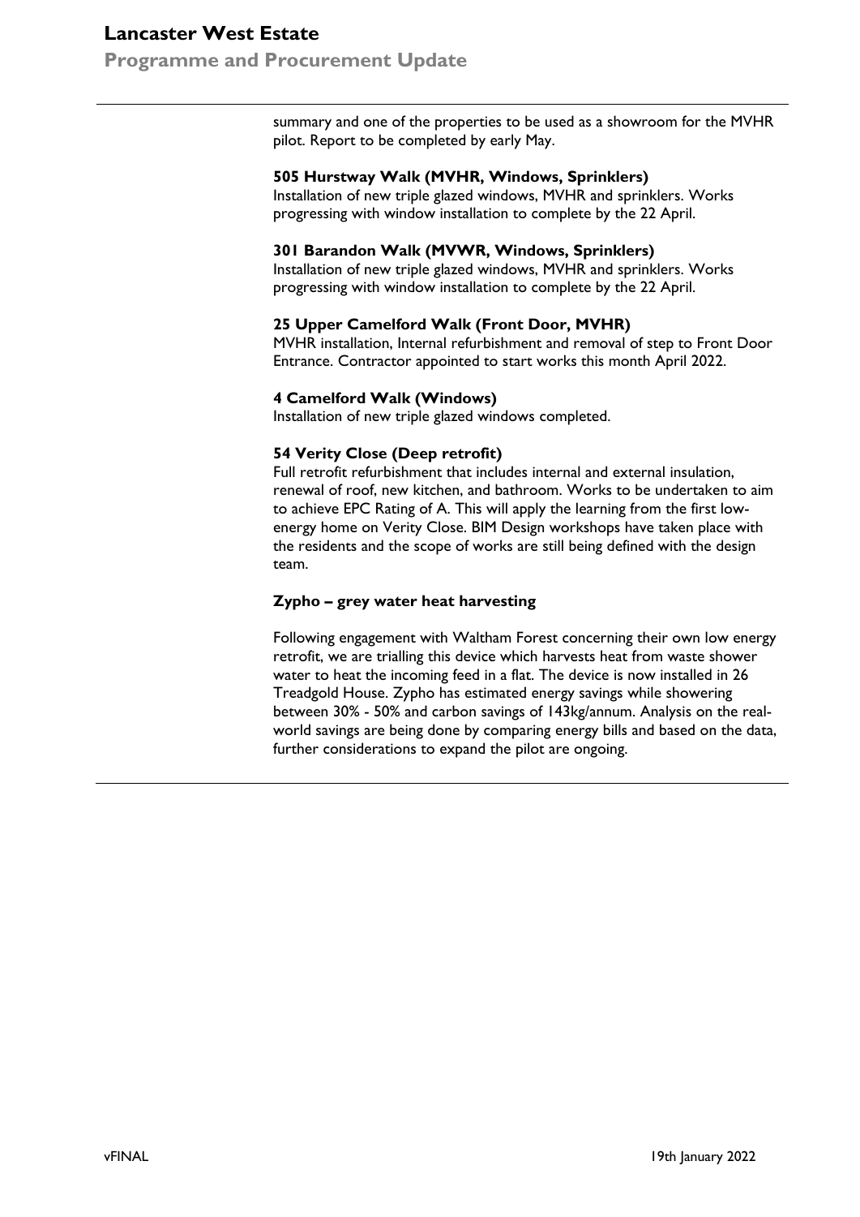summary and one of the properties to be used as a showroom for the MVHR pilot. Report to be completed by early May.

**505 Hurstway Walk (MVHR, Windows, Sprinklers)**
Installation of new triple glazed windows, MVHR and sprinklers. Works progressing with window installation to complete by the 22 April.

**301 Barandon Walk (MVWR, Windows, Sprinklers)**
Installation of new triple glazed windows, MVHR and sprinklers. Works progressing with window installation to complete by the 22 April.

**25 Upper Camelford Walk (Front Door, MVHR)**
MVHR installation, Internal refurbishment and removal of step to Front Door Entrance. Contractor appointed to start works this month April 2022.

**4 Camelford Walk (Windows)**
Installation of new triple glazed windows completed.

**54 Verity Close (Deep retrofit)**
Full retrofit refurbishment that includes internal and external insulation, renewal of roof, new kitchen, and bathroom. Works to be undertaken to aim to achieve EPC Rating of A. This will apply the learning from the first low-energy home on Verity Close. BIM Design workshops have taken place with the residents and the scope of works are still being defined with the design team.

**Zypho – grey water heat harvesting**

Following engagement with Waltham Forest concerning their own low energy retrofit, we are trialling this device which harvests heat from waste shower water to heat the incoming feed in a flat. The device is now installed in 26 Treadgold House. Zypho has estimated energy savings while showering between 30% - 50% and carbon savings of 143kg/annum. Analysis on the real-world savings are being done by comparing energy bills and based on the data, further considerations to expand the pilot are ongoing.